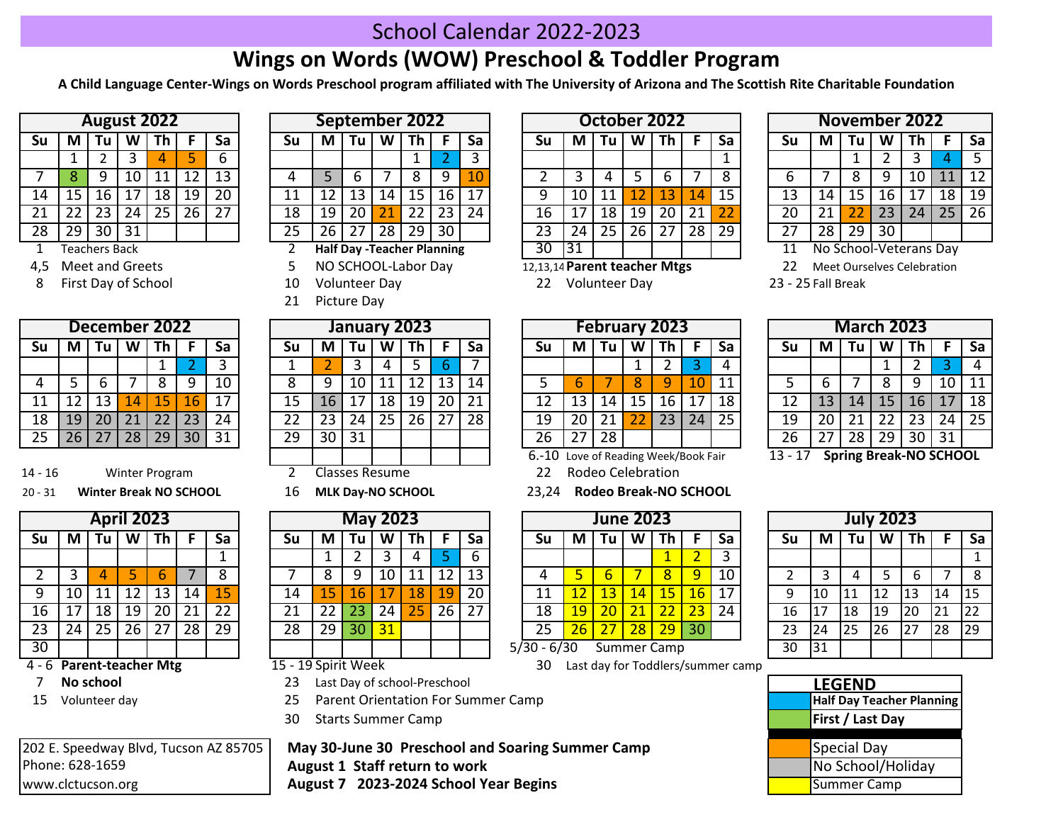# School Calendar 2022-2023

## Wings on Words (WOW) Preschool & Toddler Program

**A Child Language Center-Wings on Words Preschool program affiliated with The University of Arizona and The Scottish Rite Charitable Foundation**

### August 2022

| Su | M | Tu | W | Th | F | Sa |
|---|---|---|---|---|---|---|
| | 1 | 2 | 3 | 4 | 5 | 6 |
| 7 | 8 | 9 | 10 | 11 | 12 | 13 |
| 14 | 15 | 16 | 17 | 18 | 19 | 20 |
| 21 | 22 | 23 | 24 | 25 | 26 | 27 |
| 28 | 29 | 30 | 31 | | | |

1 Teachers Back
4,5 Meet and Greets
8 First Day of School

### September 2022

| Su | M | Tu | W | Th | F | Sa |
|---|---|---|---|---|---|---|
| | | | | 1 | 2 | 3 |
| 4 | 5 | 6 | 7 | 8 | 9 | 10 |
| 11 | 12 | 13 | 14 | 15 | 16 | 17 |
| 18 | 19 | 20 | 21 | 22 | 23 | 24 |
| 25 | 26 | 27 | 28 | 29 | 30 | |

2 **Half Day -Teacher Planning**
5 NO SCHOOL-Labor Day
10 Volunteer Day
21 Picture Day

### October 2022

| Su | M | Tu | W | Th | F | Sa |
|---|---|---|---|---|---|---|
| | | | | | | 1 |
| 2 | 3 | 4 | 5 | 6 | 7 | 8 |
| 9 | 10 | 11 | 12 | 13 | 14 | 15 |
| 16 | 17 | 18 | 19 | 20 | 21 | 22 |
| 23 | 24 | 25 | 26 | 27 | 28 | 29 |
| 30 | 31 | | | | | |

12,13,14 **Parent teacher Mtgs**
22 Volunteer Day

### November 2022

| Su | M | Tu | W | Th | F | Sa |
|---|---|---|---|---|---|---|
| | | 1 | 2 | 3 | 4 | 5 |
| 6 | 7 | 8 | 9 | 10 | 11 | 12 |
| 13 | 14 | 15 | 16 | 17 | 18 | 19 |
| 20 | 21 | 22 | 23 | 24 | 25 | 26 |
| 27 | 28 | 29 | 30 | | | |

11 No School-Veterans Day
22 Meet Ourselves Celebration
23 - 25 Fall Break

### December 2022

| Su | M | Tu | W | Th | F | Sa |
|---|---|---|---|---|---|---|
| | | | | 1 | 2 | 3 |
| 4 | 5 | 6 | 7 | 8 | 9 | 10 |
| 11 | 12 | 13 | 14 | 15 | 16 | 17 |
| 18 | 19 | 20 | 21 | 22 | 23 | 24 |
| 25 | 26 | 27 | 28 | 29 | 30 | 31 |

14 - 16 Winter Program
20 - 31 **Winter Break NO SCHOOL**

### January 2023

| Su | M | Tu | W | Th | F | Sa |
|---|---|---|---|---|---|---|
| 1 | 2 | 3 | 4 | 5 | 6 | 7 |
| 8 | 9 | 10 | 11 | 12 | 13 | 14 |
| 15 | 16 | 17 | 18 | 19 | 20 | 21 |
| 22 | 23 | 24 | 25 | 26 | 27 | 28 |
| 29 | 30 | 31 | | | | |

2 Classes Resume
16 **MLK Day-NO SCHOOL**

### February 2023

| Su | M | Tu | W | Th | F | Sa |
|---|---|---|---|---|---|---|
| | | | 1 | 2 | 3 | 4 |
| 5 | 6 | 7 | 8 | 9 | 10 | 11 |
| 12 | 13 | 14 | 15 | 16 | 17 | 18 |
| 19 | 20 | 21 | 22 | 23 | 24 | 25 |
| 26 | 27 | 28 | | | | |

6.-10 Love of Reading Week/Book Fair
22 Rodeo Celebration
23,24 **Rodeo Break-NO SCHOOL**

### March 2023

| Su | M | Tu | W | Th | F | Sa |
|---|---|---|---|---|---|---|
| | | | 1 | 2 | 3 | 4 |
| 5 | 6 | 7 | 8 | 9 | 10 | 11 |
| 12 | 13 | 14 | 15 | 16 | 17 | 18 |
| 19 | 20 | 21 | 22 | 23 | 24 | 25 |
| 26 | 27 | 28 | 29 | 30 | 31 | |

13 - 17 **Spring Break-NO SCHOOL**

### April 2023

| Su | M | Tu | W | Th | F | Sa |
|---|---|---|---|---|---|---|
| | | | | | | 1 |
| 2 | 3 | 4 | 5 | 6 | 7 | 8 |
| 9 | 10 | 11 | 12 | 13 | 14 | 15 |
| 16 | 17 | 18 | 19 | 20 | 21 | 22 |
| 23 | 24 | 25 | 26 | 27 | 28 | 29 |
| 30 | | | | | | |

4 - 6 **Parent-teacher Mtg**
7 **No school**
15 Volunteer day

### May 2023

| Su | M | Tu | W | Th | F | Sa |
|---|---|---|---|---|---|---|
| | 1 | 2 | 3 | 4 | 5 | 6 |
| 7 | 8 | 9 | 10 | 11 | 12 | 13 |
| 14 | 15 | 16 | 17 | 18 | 19 | 20 |
| 21 | 22 | 23 | 24 | 25 | 26 | 27 |
| 28 | 29 | 30 | 31 | | | |

15 - 19 Spirit Week
23 Last Day of school-Preschool
25 Parent Orientation For Summer Camp
30 Starts Summer Camp

### June 2023

| Su | M | Tu | W | Th | F | Sa |
|---|---|---|---|---|---|---|
| | | | | 1 | 2 | 3 |
| 4 | 5 | 6 | 7 | 8 | 9 | 10 |
| 11 | 12 | 13 | 14 | 15 | 16 | 17 |
| 18 | 19 | 20 | 21 | 22 | 23 | 24 |
| 25 | 26 | 27 | 28 | 29 | 30 | |

5/30 - 6/30 Summer Camp
30 Last day for Toddlers/summer camp

### July 2023

| Su | M | Tu | W | Th | F | Sa |
|---|---|---|---|---|---|---|
| | | | | | | 1 |
| 2 | 3 | 4 | 5 | 6 | 7 | 8 |
| 9 | 10 | 11 | 12 | 13 | 14 | 15 |
| 16 | 17 | 18 | 19 | 20 | 21 | 22 |
| 23 | 24 | 25 | 26 | 27 | 28 | 29 |
| 30 | 31 | | | | | |

### LEGEND

- **Half Day Teacher Planning** (blue)
- **First / Last Day** (green)
- Special Day (orange)
- No School/Holiday (gray)
- Summer Camp (yellow)

202 E. Speedway Blvd, Tucson AZ 85705
Phone: 628-1659
www.clctucson.org

**May 30-June 30 Preschool and Soaring Summer Camp**
**August 1 Staff return to work**
**August 7 2023-2024 School Year Begins**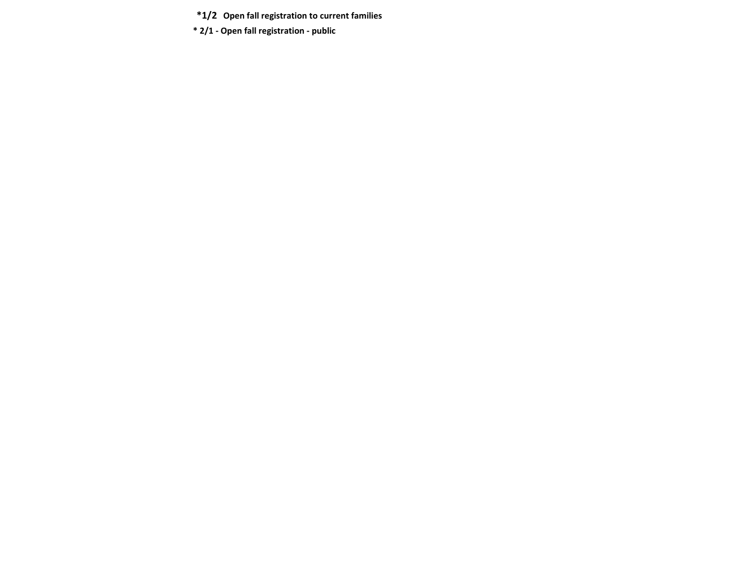**\*1/2  Open fall registration to current families**

**\* 2/1 - Open fall registration - public**